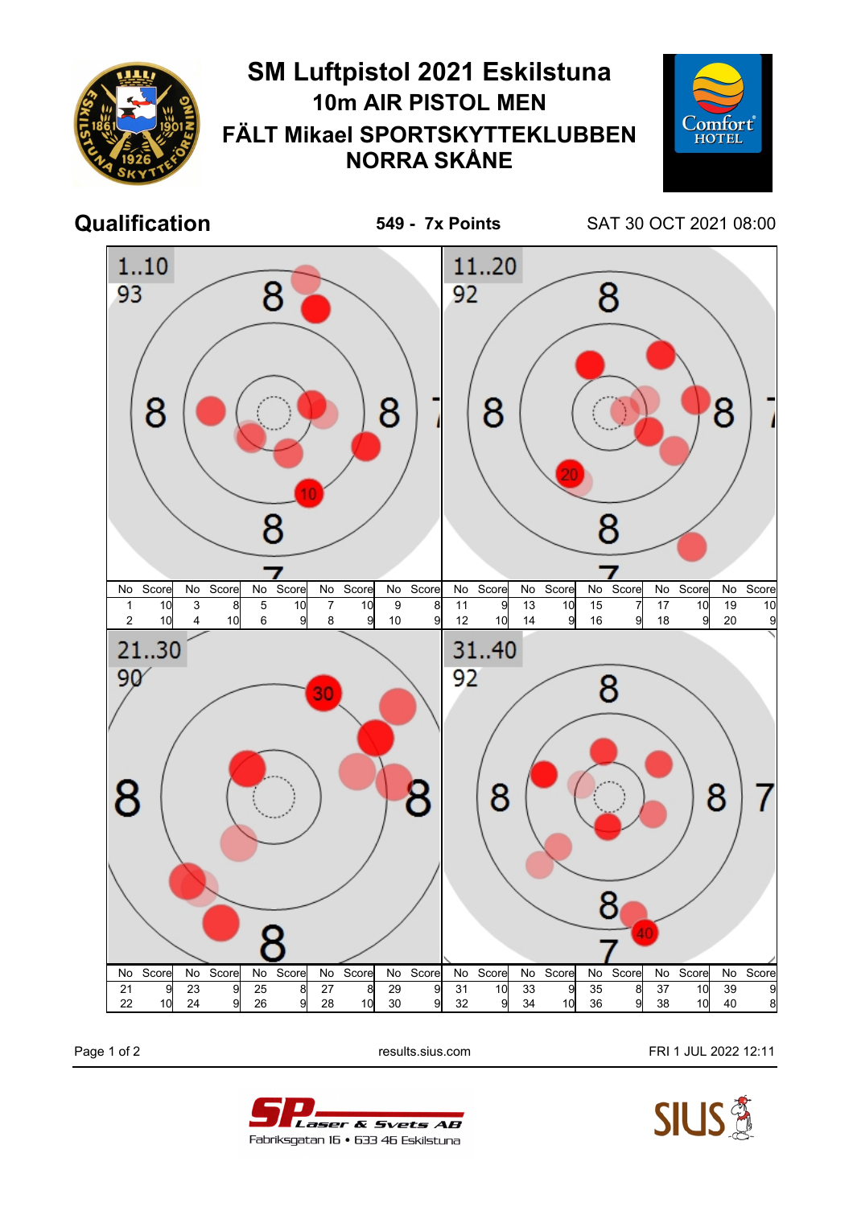# SM Luftpistol 2021 Eskilstuna

## 10m AIR PISTOL MEN

## FÄLT Mikael SPORTSKYTTEKLUBBEN NORRA SKÅNE

**Qualification** — **549 - 7x Points** — SAT 30 OCT 2021 08:00

### 1..10 — 93

| No | Score | No | Score | No | Score | No | Score | No | Score |
|---|---|---|---|---|---|---|---|---|---|
| 1 | 10 | 3 | 8 | 5 | 10 | 7 | 10 | 9 | 8 |
| 2 | 10 | 4 | 10 | 6 | 9 | 8 | 9 | 10 | 9 |

### 11..20 — 92

| No | Score | No | Score | No | Score | No | Score | No | Score |
|---|---|---|---|---|---|---|---|---|---|
| 11 | 9 | 13 | 10 | 15 | 7 | 17 | 10 | 19 | 10 |
| 12 | 10 | 14 | 9 | 16 | 9 | 18 | 9 | 20 | 9 |

### 21..30 — 90

| No | Score | No | Score | No | Score | No | Score | No | Score |
|---|---|---|---|---|---|---|---|---|---|
| 21 | 9 | 23 | 9 | 25 | 8 | 27 | 8 | 29 | 9 |
| 22 | 10 | 24 | 9 | 26 | 9 | 28 | 10 | 30 | 9 |

### 31..40 — 92

| No | Score | No | Score | No | Score | No | Score | No | Score |
|---|---|---|---|---|---|---|---|---|---|
| 31 | 10 | 33 | 9 | 35 | 8 | 37 | 10 | 39 | 9 |
| 32 | 9 | 34 | 10 | 36 | 9 | 38 | 10 | 40 | 8 |

results.sius.com — FRI 1 JUL 2022 12:11

SP Laser & Svets AB — Fabriksgatan 16 • 633 46 Eskilstuna

SIUS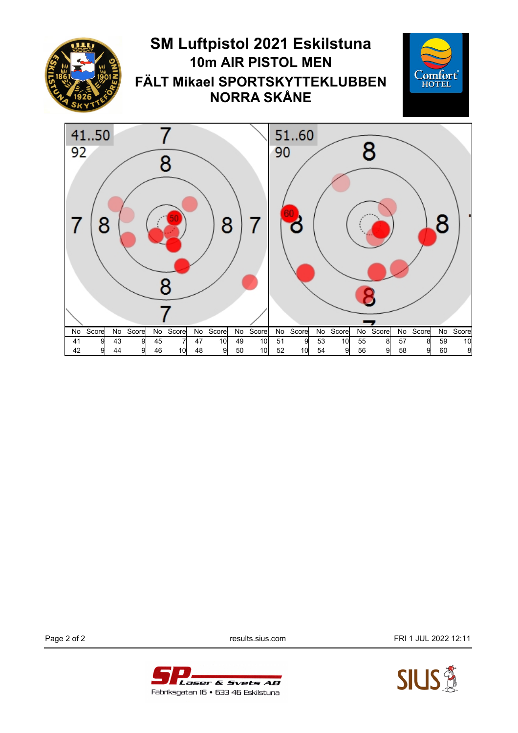# SM Luftpistol 2021 Eskilstuna

## 10m AIR PISTOL MEN

## FÄLT Mikael SPORTSKYTTEKLUBBEN NORRA SKÅNE

41..50
92

51..60
90

| No | Score | No | Score | No | Score | No | Score | No | Score | No | Score | No | Score | No | Score | No | Score | No | Score |
|---|---|---|---|---|---|---|---|---|---|---|---|---|---|---|---|---|---|---|---|
| 41 | 9 | 43 | 9 | 45 | 7 | 47 | 10 | 49 | 10 | 51 | 9 | 53 | 10 | 55 | 8 | 57 | 8 | 59 | 10 |
| 42 | 9 | 44 | 9 | 46 | 10 | 48 | 9 | 50 | 10 | 52 | 10 | 54 | 9 | 56 | 9 | 58 | 9 | 60 | 8 |

results.sius.com

FRI 1 JUL 2022 12:11

SP Laser & Svets AB
Fabriksgatan 16 • 633 46 Eskilstuna

SIUS